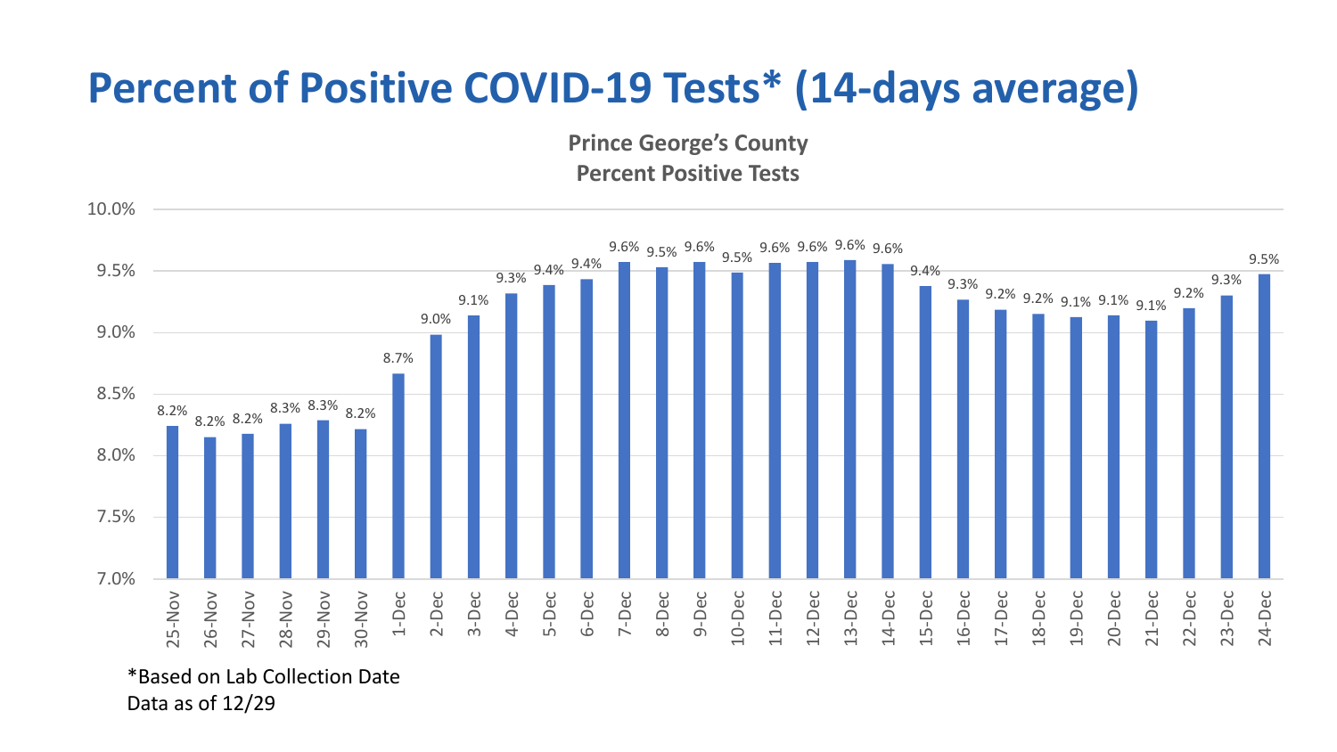# Percent of Positive COVID-19 Tests* (14-days average)

**Prince George's County**
**Percent Positive Tests**

| Date | Percent Positive |
| --- | --- |
| 25-Nov | 8.2% |
| 26-Nov | 8.2% |
| 27-Nov | 8.2% |
| 28-Nov | 8.3% |
| 29-Nov | 8.3% |
| 30-Nov | 8.2% |
| 1-Dec | 8.7% |
| 2-Dec | 9.0% |
| 3-Dec | 9.1% |
| 4-Dec | 9.3% |
| 5-Dec | 9.4% |
| 6-Dec | 9.4% |
| 7-Dec | 9.6% |
| 8-Dec | 9.5% |
| 9-Dec | 9.6% |
| 10-Dec | 9.5% |
| 11-Dec | 9.6% |
| 12-Dec | 9.6% |
| 13-Dec | 9.6% |
| 14-Dec | 9.6% |
| 15-Dec | 9.4% |
| 16-Dec | 9.3% |
| 17-Dec | 9.2% |
| 18-Dec | 9.2% |
| 19-Dec | 9.1% |
| 20-Dec | 9.1% |
| 21-Dec | 9.1% |
| 22-Dec | 9.2% |
| 23-Dec | 9.3% |
| 24-Dec | 9.5% |

*Based on Lab Collection Date
Data as of 12/29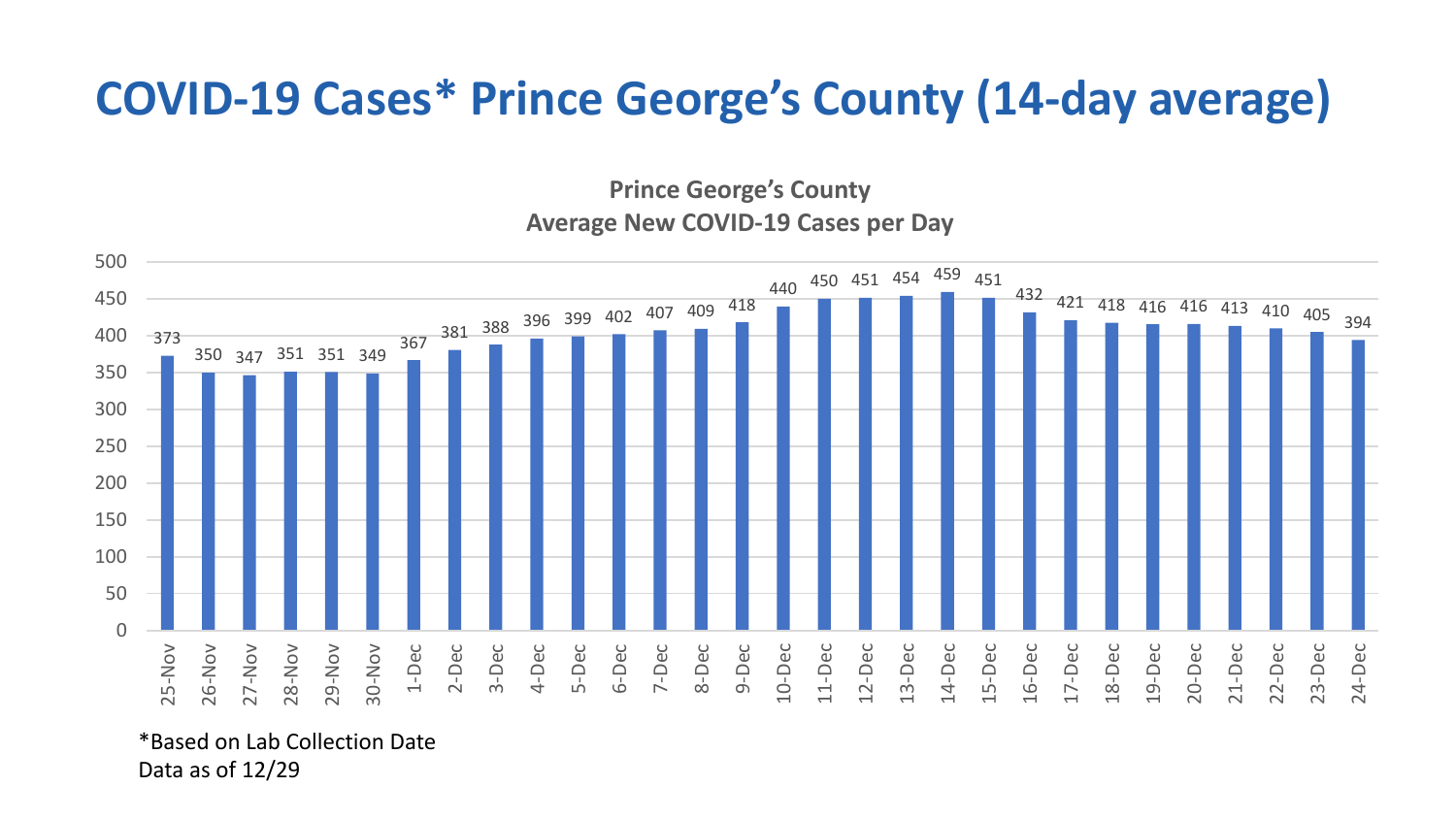# COVID-19 Cases* Prince George's County (14-day average)

**Prince George's County**
**Average New COVID-19 Cases per Day**

| Date | Average New Cases per Day |
|---|---|
| 25-Nov | 373 |
| 26-Nov | 350 |
| 27-Nov | 347 |
| 28-Nov | 351 |
| 29-Nov | 351 |
| 30-Nov | 349 |
| 1-Dec | 367 |
| 2-Dec | 381 |
| 3-Dec | 388 |
| 4-Dec | 396 |
| 5-Dec | 399 |
| 6-Dec | 402 |
| 7-Dec | 407 |
| 8-Dec | 409 |
| 9-Dec | 418 |
| 10-Dec | 440 |
| 11-Dec | 450 |
| 12-Dec | 451 |
| 13-Dec | 454 |
| 14-Dec | 459 |
| 15-Dec | 451 |
| 16-Dec | 432 |
| 17-Dec | 421 |
| 18-Dec | 418 |
| 19-Dec | 416 |
| 20-Dec | 416 |
| 21-Dec | 413 |
| 22-Dec | 410 |
| 23-Dec | 405 |
| 24-Dec | 394 |

*Based on Lab Collection Date
Data as of 12/29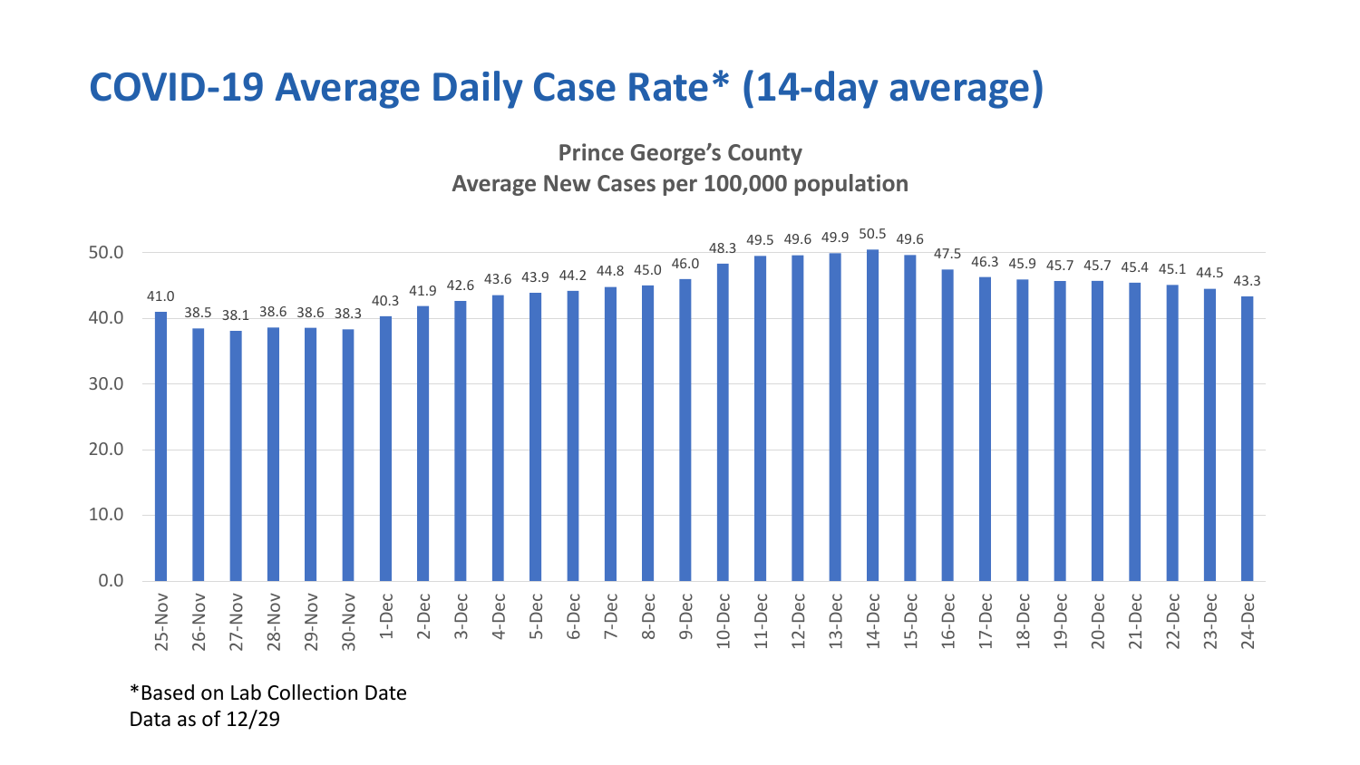# COVID-19 Average Daily Case Rate* (14-day average)

Prince George's County
Average New Cases per 100,000 population

50.0
40.0
30.0
20.0
10.0
0.0

41.0 38.5 38.1 38.6 38.6 38.3 40.3 41.9 42.6 43.6 43.9 44.2 44.8 45.0 46.0 48.3 49.5 49.6 49.9 50.5 49.6 47.5 46.3 45.9 45.7 45.7 45.4 45.1 44.5 43.3

25-Nov 26-Nov 27-Nov 28-Nov 29-Nov 30-Nov 1-Dec 2-Dec 3-Dec 4-Dec 5-Dec 6-Dec 7-Dec 8-Dec 9-Dec 10-Dec 11-Dec 12-Dec 13-Dec 14-Dec 15-Dec 16-Dec 17-Dec 18-Dec 19-Dec 20-Dec 21-Dec 22-Dec 23-Dec 24-Dec

*Based on Lab Collection Date
Data as of 12/29